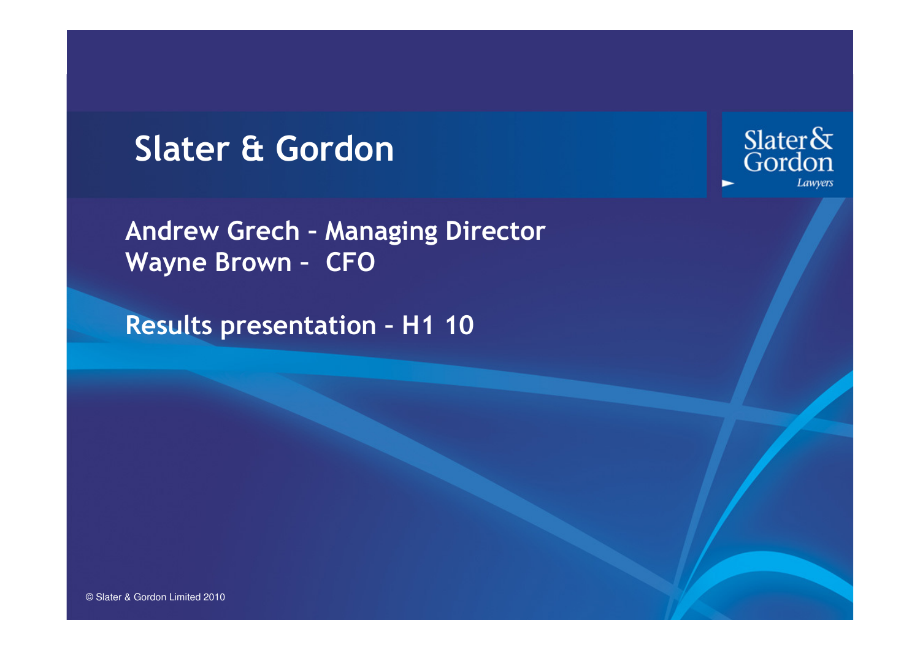# Slater & Gordon

Slater & Gordon
*Lawyers*

**Andrew Grech – Managing Director**
**Wayne Brown – CFO**

**Results presentation – H1 10**

© Slater & Gordon Limited 2010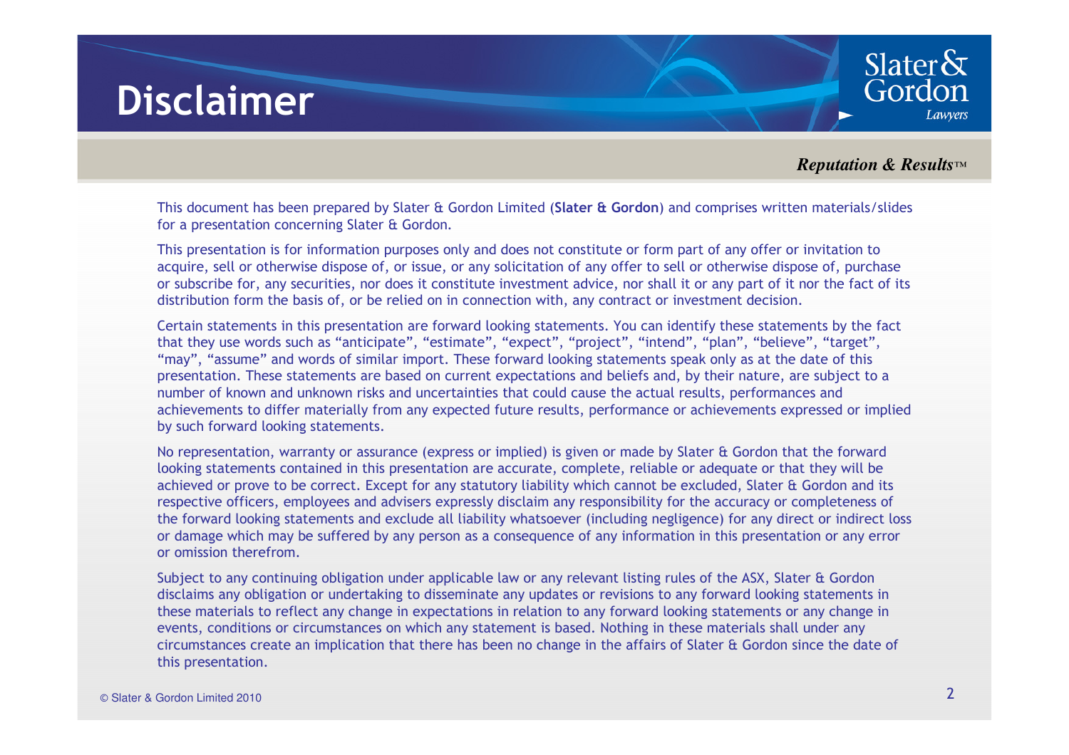# Disclaimer

*Reputation & Results™*

This document has been prepared by Slater & Gordon Limited (**Slater & Gordon**) and comprises written materials/slides for a presentation concerning Slater & Gordon.

This presentation is for information purposes only and does not constitute or form part of any offer or invitation to acquire, sell or otherwise dispose of, or issue, or any solicitation of any offer to sell or otherwise dispose of, purchase or subscribe for, any securities, nor does it constitute investment advice, nor shall it or any part of it nor the fact of its distribution form the basis of, or be relied on in connection with, any contract or investment decision.

Certain statements in this presentation are forward looking statements. You can identify these statements by the fact that they use words such as "anticipate", "estimate", "expect", "project", "intend", "plan", "believe", "target", "may", "assume" and words of similar import. These forward looking statements speak only as at the date of this presentation. These statements are based on current expectations and beliefs and, by their nature, are subject to a number of known and unknown risks and uncertainties that could cause the actual results, performances and achievements to differ materially from any expected future results, performance or achievements expressed or implied by such forward looking statements.

No representation, warranty or assurance (express or implied) is given or made by Slater & Gordon that the forward looking statements contained in this presentation are accurate, complete, reliable or adequate or that they will be achieved or prove to be correct. Except for any statutory liability which cannot be excluded, Slater & Gordon and its respective officers, employees and advisers expressly disclaim any responsibility for the accuracy or completeness of the forward looking statements and exclude all liability whatsoever (including negligence) for any direct or indirect loss or damage which may be suffered by any person as a consequence of any information in this presentation or any error or omission therefrom.

Subject to any continuing obligation under applicable law or any relevant listing rules of the ASX, Slater & Gordon disclaims any obligation or undertaking to disseminate any updates or revisions to any forward looking statements in these materials to reflect any change in expectations in relation to any forward looking statements or any change in events, conditions or circumstances on which any statement is based. Nothing in these materials shall under any circumstances create an implication that there has been no change in the affairs of Slater & Gordon since the date of this presentation.

© Slater & Gordon Limited 2010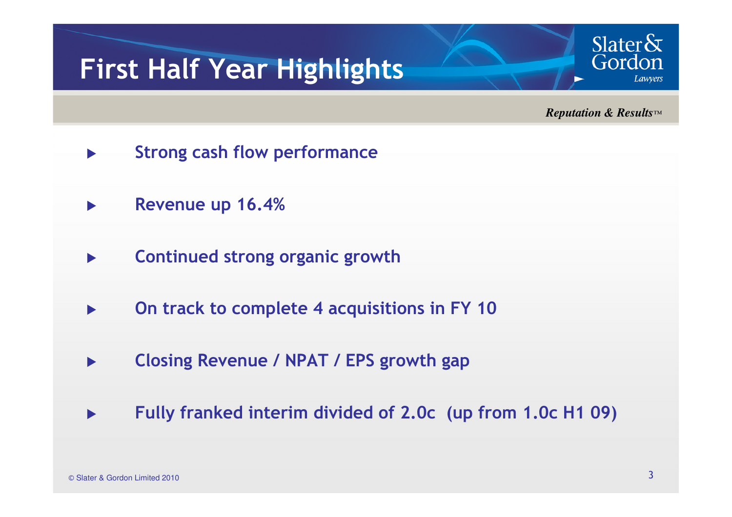# First Half Year Highlights

*Reputation & Results™*

- **Strong cash flow performance**
- **Revenue up 16.4%**
- **Continued strong organic growth**
- **On track to complete 4 acquisitions in FY 10**
- **Closing Revenue / NPAT / EPS growth gap**
- **Fully franked interim divided of 2.0c (up from 1.0c H1 09)**

© Slater & Gordon Limited 2010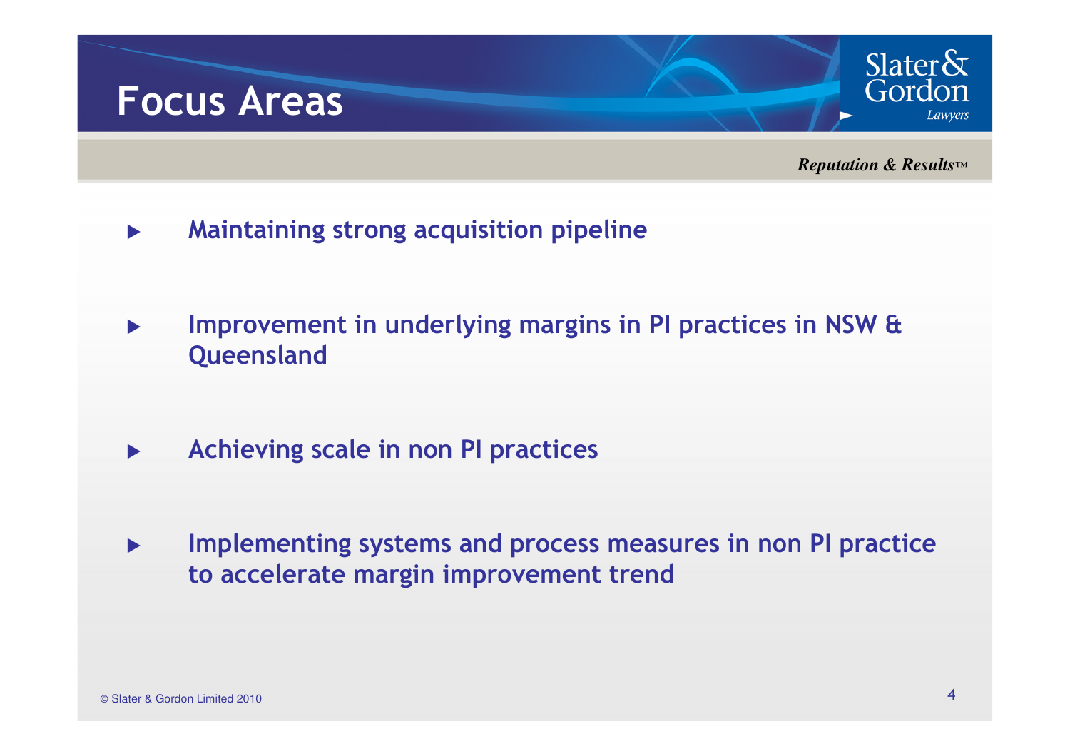# Focus Areas

- **Maintaining strong acquisition pipeline**
- **Improvement in underlying margins in PI practices in NSW & Queensland**
- **Achieving scale in non PI practices**
- **Implementing systems and process measures in non PI practice to accelerate margin improvement trend**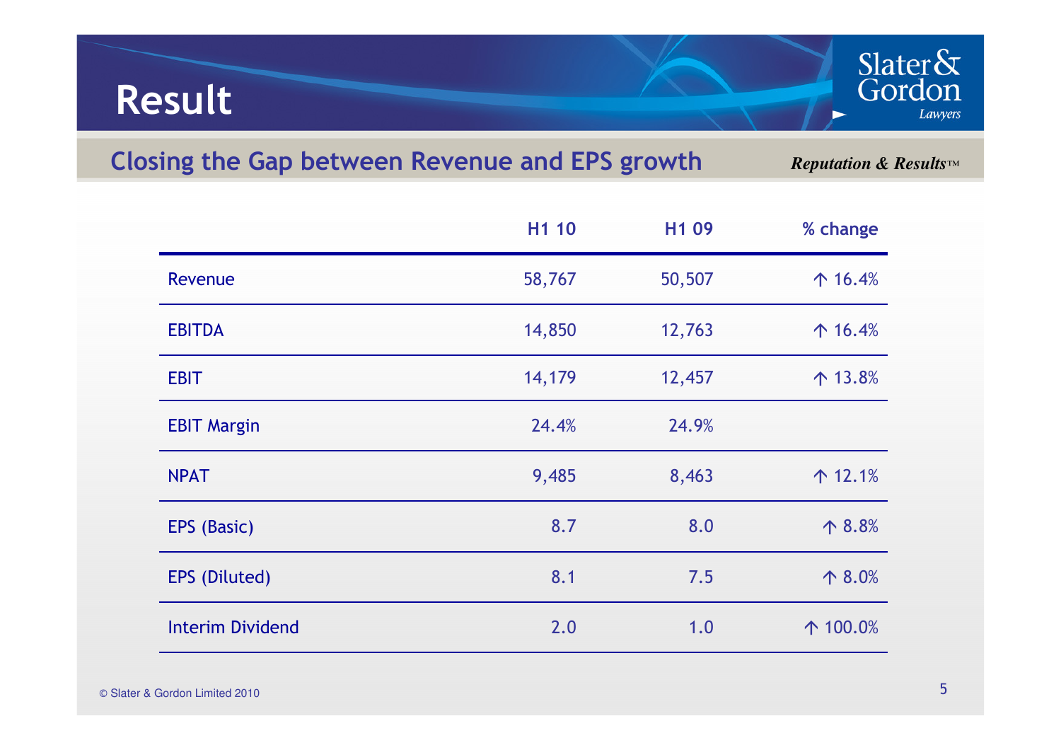# Result

## Closing the Gap between Revenue and EPS growth

*Reputation & Results™*

| | H1 10 | H1 09 | % change |
|---|---|---|---|
| Revenue | 58,767 | 50,507 | ↑ 16.4% |
| EBITDA | 14,850 | 12,763 | ↑ 16.4% |
| EBIT | 14,179 | 12,457 | ↑ 13.8% |
| EBIT Margin | 24.4% | 24.9% | |
| NPAT | 9,485 | 8,463 | ↑ 12.1% |
| EPS (Basic) | 8.7 | 8.0 | ↑ 8.8% |
| EPS (Diluted) | 8.1 | 7.5 | ↑ 8.0% |
| Interim Dividend | 2.0 | 1.0 | ↑ 100.0% |

© Slater & Gordon Limited 2010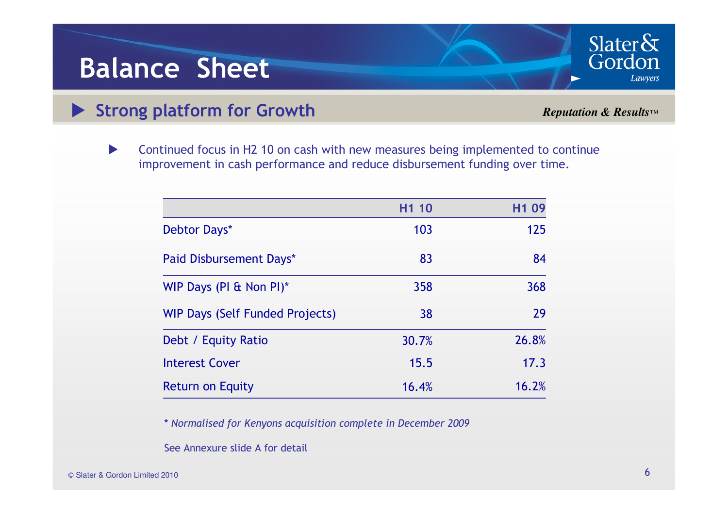# Balance Sheet

## Strong platform for Growth

*Reputation & Results™*

- Continued focus in H2 10 on cash with new measures being implemented to continue improvement in cash performance and reduce disbursement funding over time.

| | H1 10 | H1 09 |
|---|---|---|
| Debtor Days* | 103 | 125 |
| Paid Disbursement Days* | 83 | 84 |
| WIP Days (PI & Non PI)* | 358 | 368 |
| WIP Days (Self Funded Projects) | 38 | 29 |
| Debt / Equity Ratio | 30.7% | 26.8% |
| Interest Cover | 15.5 | 17.3 |
| Return on Equity | 16.4% | 16.2% |

*\* Normalised for Kenyons acquisition complete in December 2009*

See Annexure slide A for detail

© Slater & Gordon Limited 2010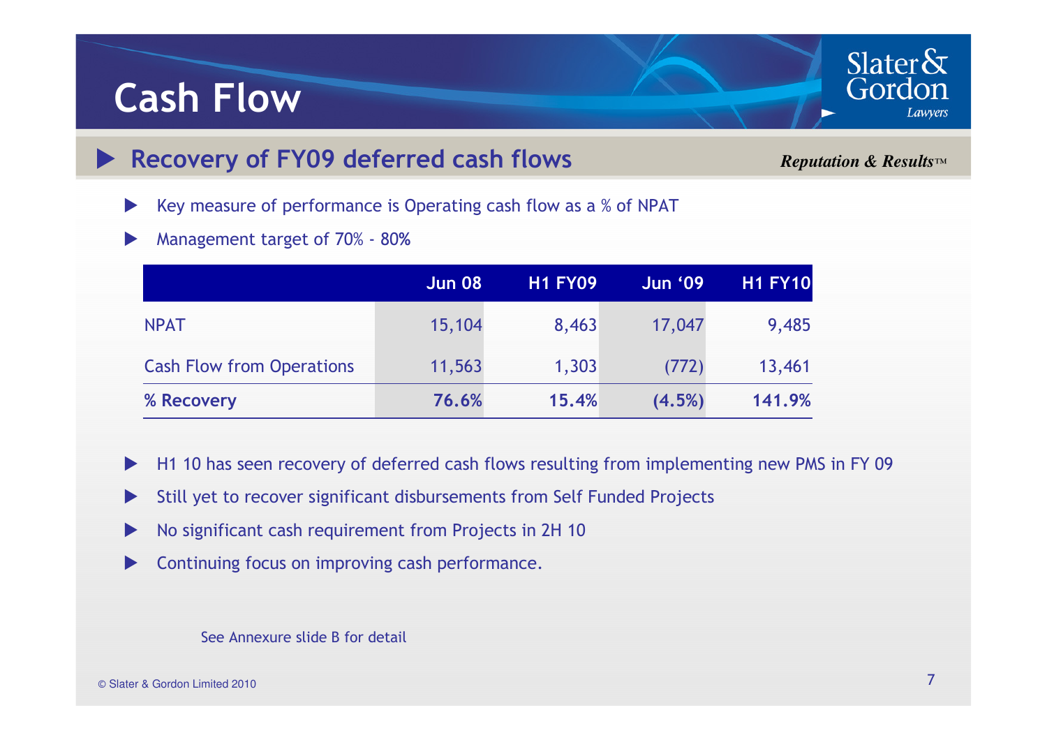# Cash Flow

## Recovery of FY09 deferred cash flows

*Reputation & Results™*

- Key measure of performance is Operating cash flow as a % of NPAT
- Management target of 70% - 80%

| | Jun 08 | H1 FY09 | Jun '09 | H1 FY10 |
|---|---|---|---|---|
| NPAT | 15,104 | 8,463 | 17,047 | 9,485 |
| Cash Flow from Operations | 11,563 | 1,303 | (772) | 13,461 |
| **% Recovery** | **76.6%** | **15.4%** | **(4.5%)** | **141.9%** |

- H1 10 has seen recovery of deferred cash flows resulting from implementing new PMS in FY 09
- Still yet to recover significant disbursements from Self Funded Projects
- No significant cash requirement from Projects in 2H 10
- Continuing focus on improving cash performance.

See Annexure slide B for detail

© Slater & Gordon Limited 2010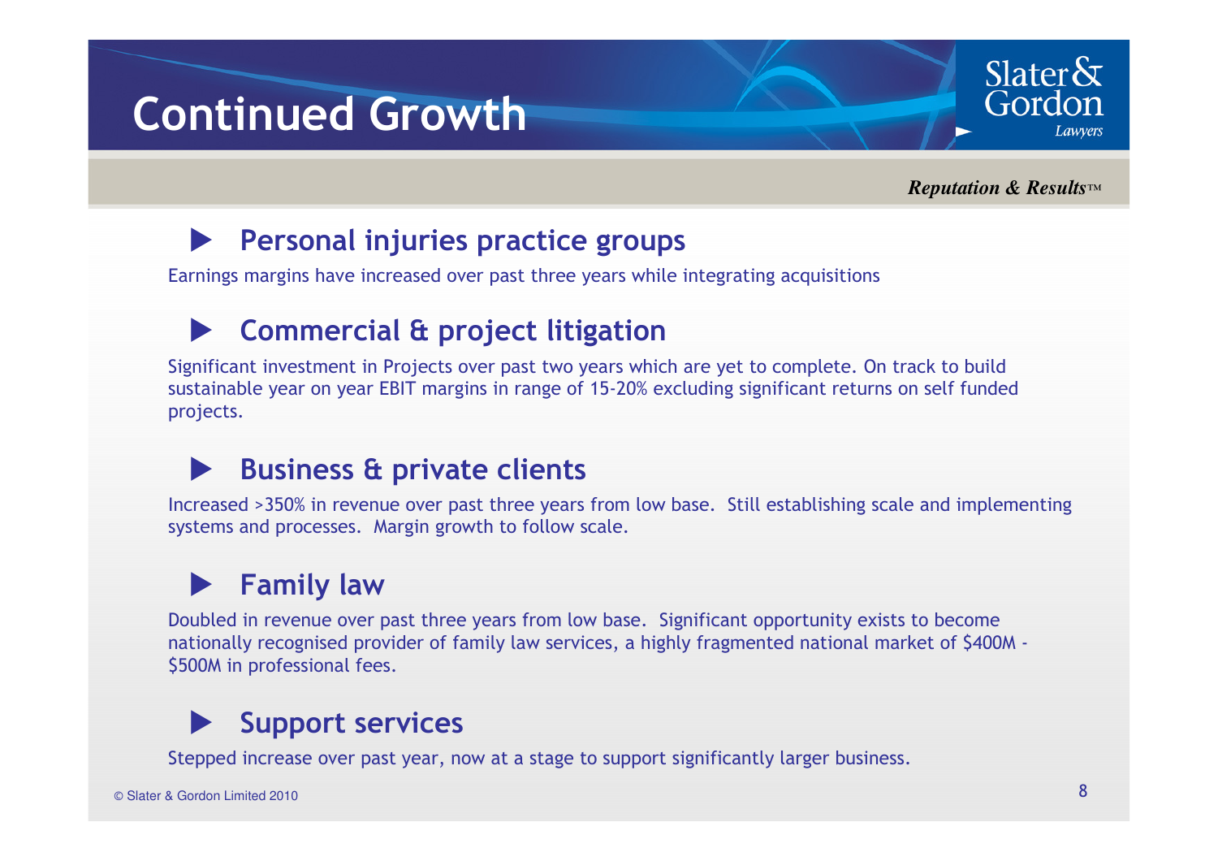# Continued Growth

*Reputation & Results™*

## Personal injuries practice groups

Earnings margins have increased over past three years while integrating acquisitions

## Commercial & project litigation

Significant investment in Projects over past two years which are yet to complete. On track to build sustainable year on year EBIT margins in range of 15-20% excluding significant returns on self funded projects.

## Business & private clients

Increased >350% in revenue over past three years from low base. Still establishing scale and implementing systems and processes. Margin growth to follow scale.

## Family law

Doubled in revenue over past three years from low base. Significant opportunity exists to become nationally recognised provider of family law services, a highly fragmented national market of $400M - $500M in professional fees.

## Support services

Stepped increase over past year, now at a stage to support significantly larger business.

© Slater & Gordon Limited 2010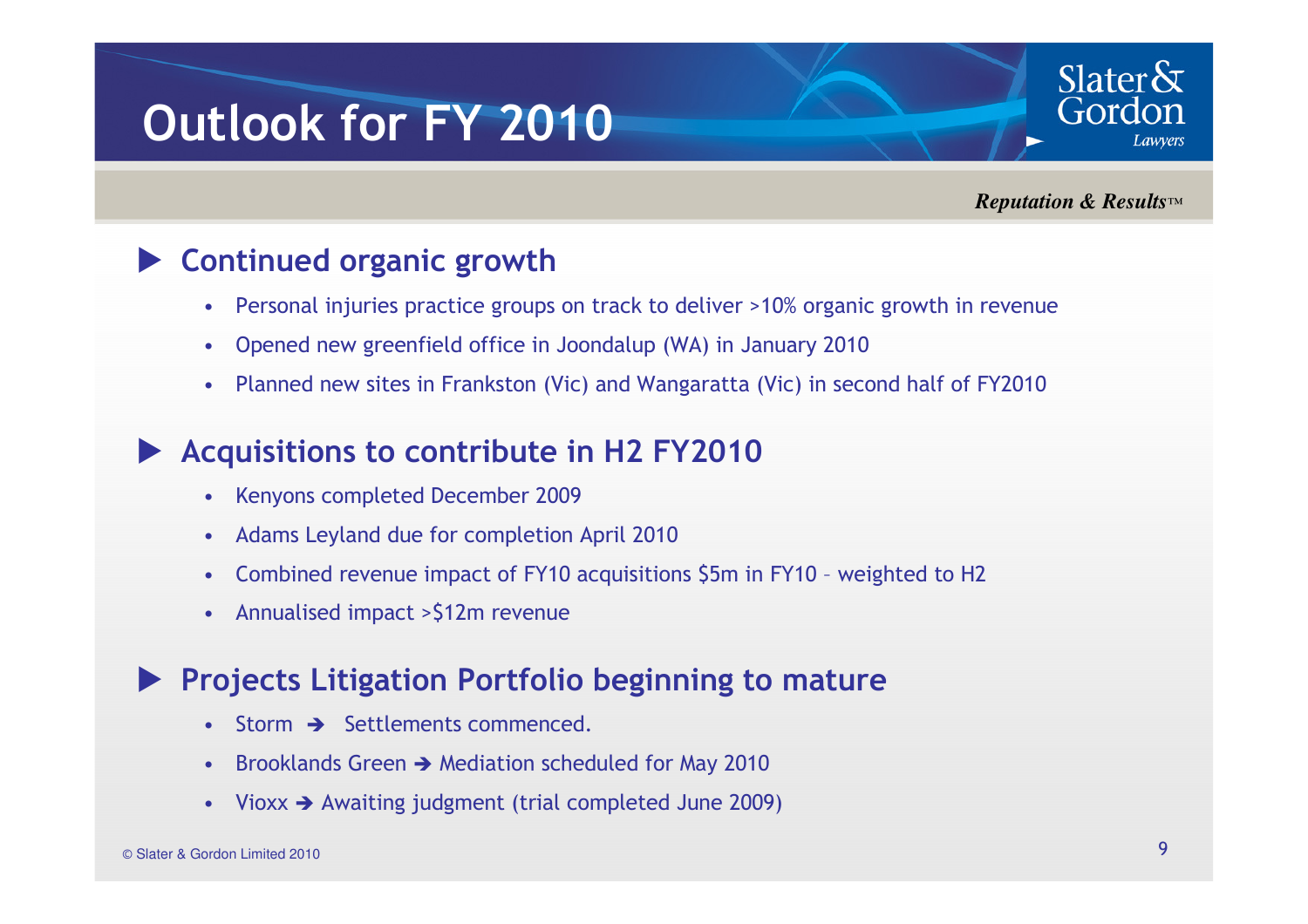# Outlook for FY 2010

*Reputation & Results™*

## Continued organic growth

- Personal injuries practice groups on track to deliver >10% organic growth in revenue
- Opened new greenfield office in Joondalup (WA) in January 2010
- Planned new sites in Frankston (Vic) and Wangaratta (Vic) in second half of FY2010

## Acquisitions to contribute in H2 FY2010

- Kenyons completed December 2009
- Adams Leyland due for completion April 2010
- Combined revenue impact of FY10 acquisitions $5m in FY10 – weighted to H2
- Annualised impact >$12m revenue

## Projects Litigation Portfolio beginning to mature

- Storm ➔ Settlements commenced.
- Brooklands Green ➔ Mediation scheduled for May 2010
- Vioxx ➔ Awaiting judgment (trial completed June 2009)

© Slater & Gordon Limited 2010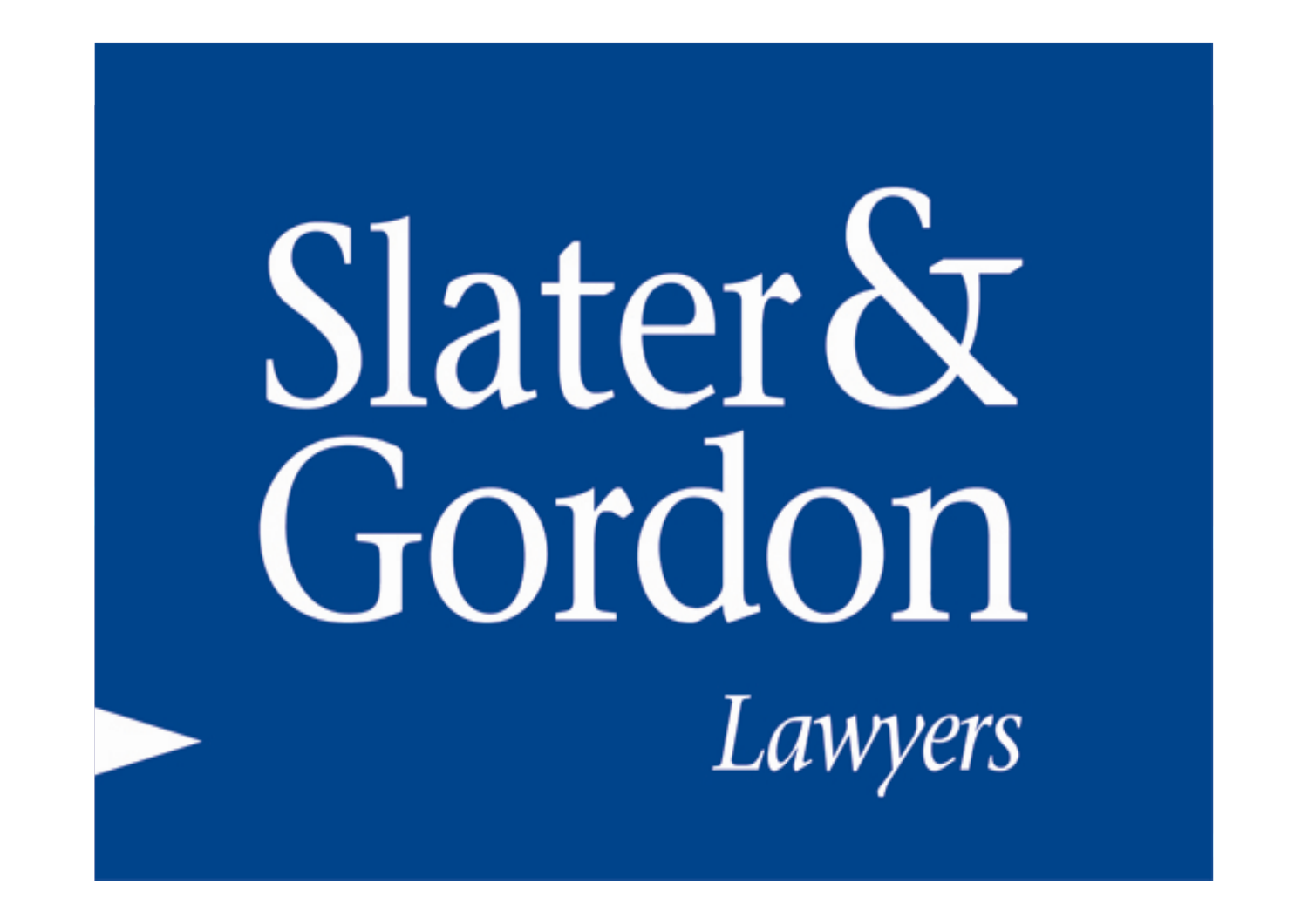Slater & Gordon

*Lawyers*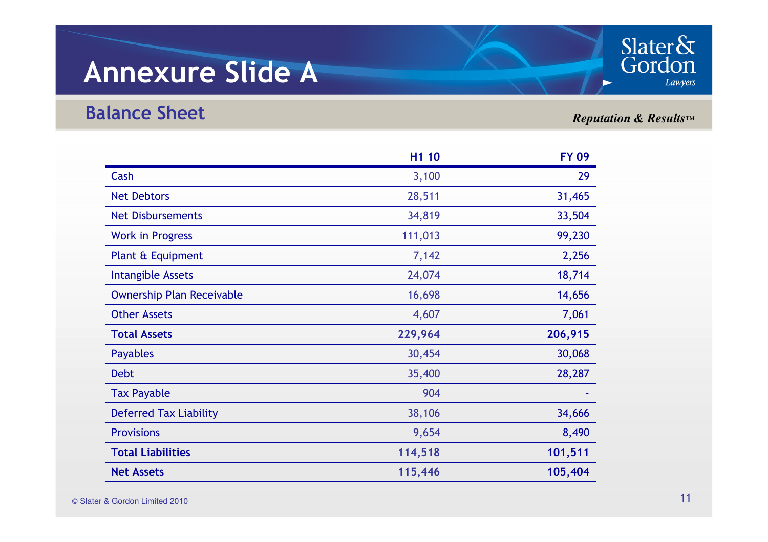# Annexure Slide A

## Balance Sheet

*Reputation & Results™*

| | H1 10 | FY 09 |
|---|---|---|
| Cash | 3,100 | 29 |
| Net Debtors | 28,511 | 31,465 |
| Net Disbursements | 34,819 | 33,504 |
| Work in Progress | 111,013 | 99,230 |
| Plant & Equipment | 7,142 | 2,256 |
| Intangible Assets | 24,074 | 18,714 |
| Ownership Plan Receivable | 16,698 | 14,656 |
| Other Assets | 4,607 | 7,061 |
| **Total Assets** | **229,964** | **206,915** |
| Payables | 30,454 | 30,068 |
| Debt | 35,400 | 28,287 |
| Tax Payable | 904 | - |
| Deferred Tax Liability | 38,106 | 34,666 |
| Provisions | 9,654 | 8,490 |
| **Total Liabilities** | **114,518** | **101,511** |
| **Net Assets** | **115,446** | **105,404** |

© Slater & Gordon Limited 2010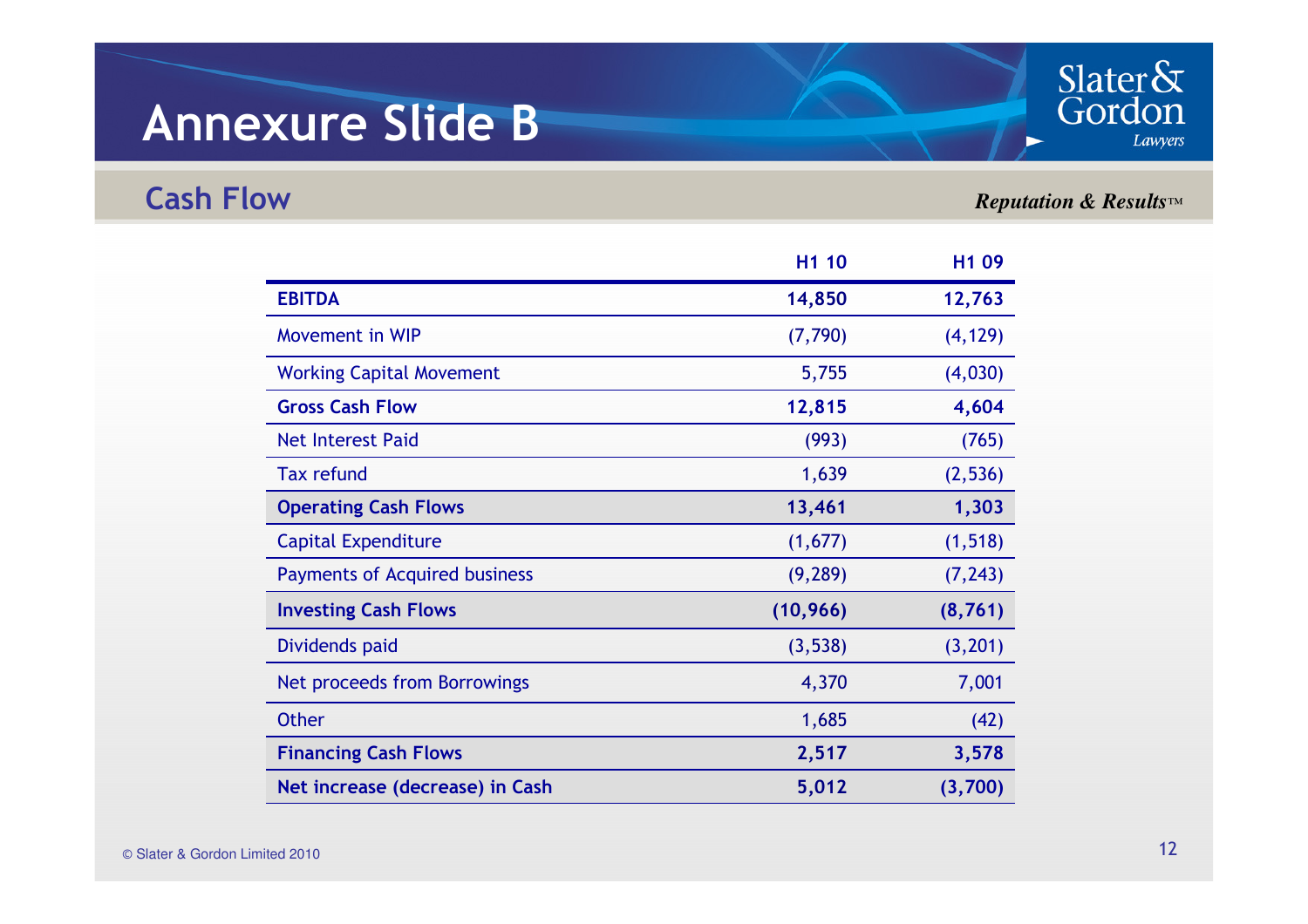# Annexure Slide B

## Cash Flow

*Reputation & Results™*

| | H1 10 | H1 09 |
|---|---|---|
| **EBITDA** | **14,850** | **12,763** |
| Movement in WIP | (7,790) | (4,129) |
| Working Capital Movement | 5,755 | (4,030) |
| **Gross Cash Flow** | **12,815** | **4,604** |
| Net Interest Paid | (993) | (765) |
| Tax refund | 1,639 | (2,536) |
| **Operating Cash Flows** | **13,461** | **1,303** |
| Capital Expenditure | (1,677) | (1,518) |
| Payments of Acquired business | (9,289) | (7,243) |
| **Investing Cash Flows** | **(10,966)** | **(8,761)** |
| Dividends paid | (3,538) | (3,201) |
| Net proceeds from Borrowings | 4,370 | 7,001 |
| Other | 1,685 | (42) |
| **Financing Cash Flows** | **2,517** | **3,578** |
| **Net increase (decrease) in Cash** | **5,012** | **(3,700)** |

© Slater & Gordon Limited 2010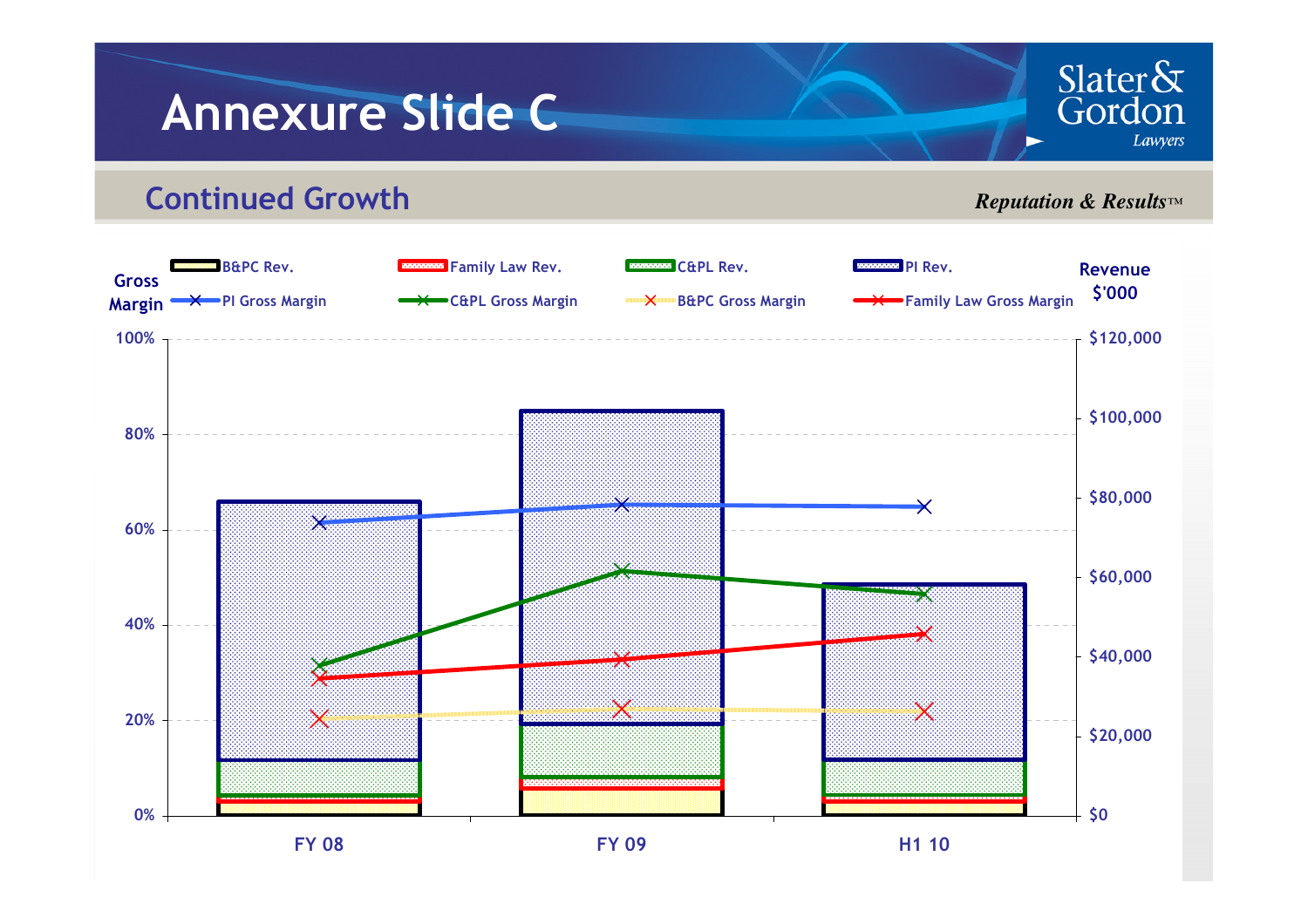# Annexure Slide C

Slater & Gordon Lawyers

## Continued Growth

*Reputation & Results™*

B&PC Rev.
Family Law Rev.
C&PL Rev.
PI Rev.
Gross Margin
PI Gross Margin
C&PL Gross Margin
B&PC Gross Margin
Family Law Gross Margin
Revenue $'000

100%
80%
60%
40%
20%
0%

$120,000
$100,000
$80,000
$60,000
$40,000
$20,000
$0

FY 08
FY 09
H1 10